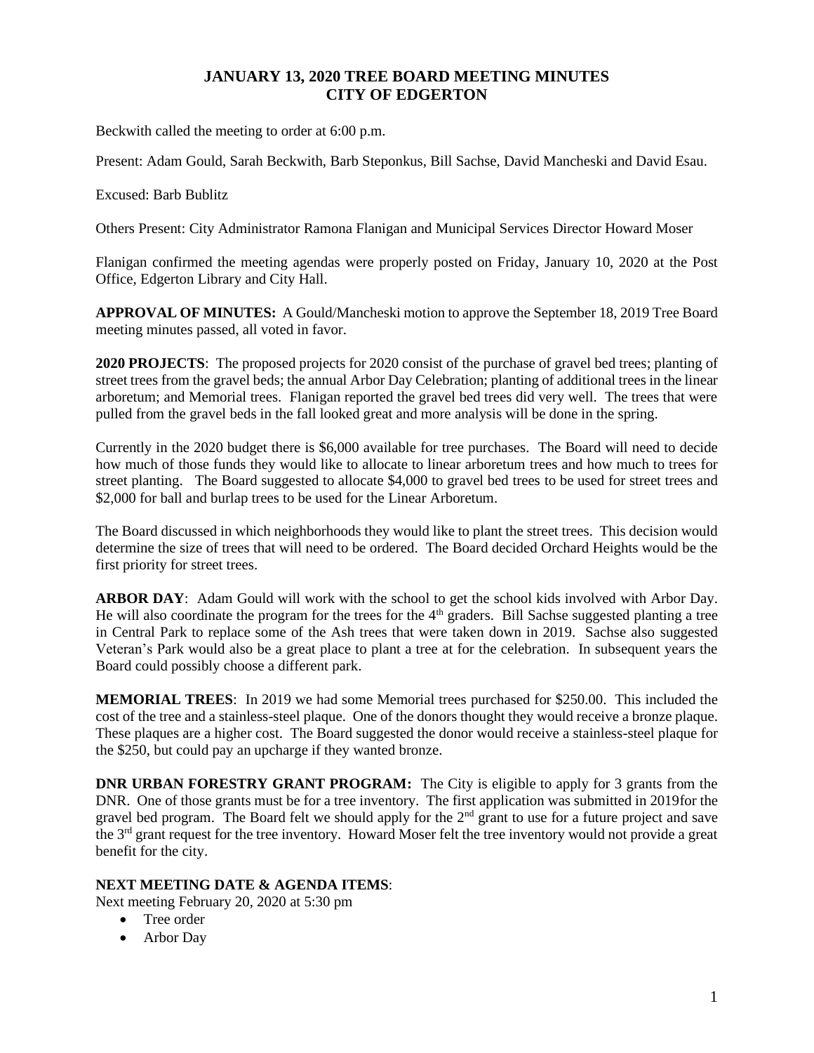# JANUARY 13, 2020 TREE BOARD MEETING MINUTES
# CITY OF EDGERTON

Beckwith called the meeting to order at 6:00 p.m.

Present: Adam Gould, Sarah Beckwith, Barb Steponkus, Bill Sachse, David Mancheski and David Esau.

Excused: Barb Bublitz

Others Present: City Administrator Ramona Flanigan and Municipal Services Director Howard Moser

Flanigan confirmed the meeting agendas were properly posted on Friday, January 10, 2020 at the Post Office, Edgerton Library and City Hall.

**APPROVAL OF MINUTES:** A Gould/Mancheski motion to approve the September 18, 2019 Tree Board meeting minutes passed, all voted in favor.

**2020 PROJECTS**: The proposed projects for 2020 consist of the purchase of gravel bed trees; planting of street trees from the gravel beds; the annual Arbor Day Celebration; planting of additional trees in the linear arboretum; and Memorial trees. Flanigan reported the gravel bed trees did very well. The trees that were pulled from the gravel beds in the fall looked great and more analysis will be done in the spring.

Currently in the 2020 budget there is $6,000 available for tree purchases. The Board will need to decide how much of those funds they would like to allocate to linear arboretum trees and how much to trees for street planting. The Board suggested to allocate $4,000 to gravel bed trees to be used for street trees and $2,000 for ball and burlap trees to be used for the Linear Arboretum.

The Board discussed in which neighborhoods they would like to plant the street trees. This decision would determine the size of trees that will need to be ordered. The Board decided Orchard Heights would be the first priority for street trees.

**ARBOR DAY**: Adam Gould will work with the school to get the school kids involved with Arbor Day. He will also coordinate the program for the trees for the 4th graders. Bill Sachse suggested planting a tree in Central Park to replace some of the Ash trees that were taken down in 2019. Sachse also suggested Veteran's Park would also be a great place to plant a tree at for the celebration. In subsequent years the Board could possibly choose a different park.

**MEMORIAL TREES**: In 2019 we had some Memorial trees purchased for $250.00. This included the cost of the tree and a stainless-steel plaque. One of the donors thought they would receive a bronze plaque. These plaques are a higher cost. The Board suggested the donor would receive a stainless-steel plaque for the $250, but could pay an upcharge if they wanted bronze.

**DNR URBAN FORESTRY GRANT PROGRAM:** The City is eligible to apply for 3 grants from the DNR. One of those grants must be for a tree inventory. The first application was submitted in 2019for the gravel bed program. The Board felt we should apply for the 2nd grant to use for a future project and save the 3rd grant request for the tree inventory. Howard Moser felt the tree inventory would not provide a great benefit for the city.

**NEXT MEETING DATE & AGENDA ITEMS**:

Next meeting February 20, 2020 at 5:30 pm

- Tree order
- Arbor Day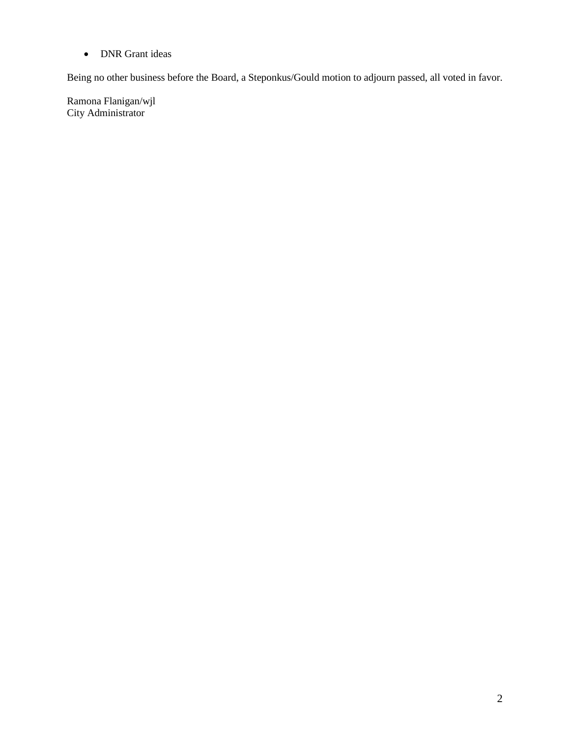- DNR Grant ideas

Being no other business before the Board, a Steponkus/Gould motion to adjourn passed, all voted in favor.

Ramona Flanigan/wjl
City Administrator